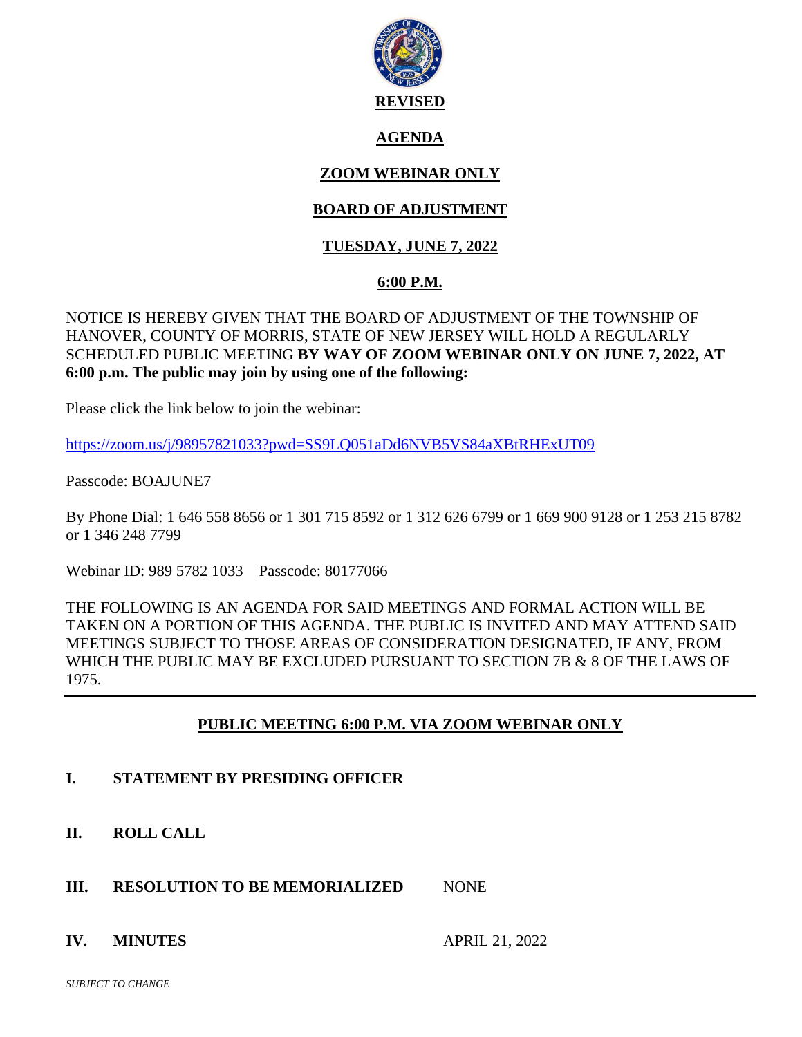**REVISED**

# AGENDA

## ZOOM WEBINAR ONLY

## BOARD OF ADJUSTMENT

## TUESDAY, JUNE 7, 2022

## 6:00 P.M.

NOTICE IS HEREBY GIVEN THAT THE BOARD OF ADJUSTMENT OF THE TOWNSHIP OF HANOVER, COUNTY OF MORRIS, STATE OF NEW JERSEY WILL HOLD A REGULARLY SCHEDULED PUBLIC MEETING **BY WAY OF ZOOM WEBINAR ONLY ON JUNE 7, 2022, AT 6:00 p.m. The public may join by using one of the following:**

Please click the link below to join the webinar:

https://zoom.us/j/98957821033?pwd=SS9LQ051aDd6NVB5VS84aXBtRHExUT09

Passcode: BOAJUNE7

By Phone Dial: 1 646 558 8656 or 1 301 715 8592 or 1 312 626 6799 or 1 669 900 9128 or 1 253 215 8782 or 1 346 248 7799

Webinar ID: 989 5782 1033 Passcode: 80177066

THE FOLLOWING IS AN AGENDA FOR SAID MEETINGS AND FORMAL ACTION WILL BE TAKEN ON A PORTION OF THIS AGENDA. THE PUBLIC IS INVITED AND MAY ATTEND SAID MEETINGS SUBJECT TO THOSE AREAS OF CONSIDERATION DESIGNATED, IF ANY, FROM WHICH THE PUBLIC MAY BE EXCLUDED PURSUANT TO SECTION 7B & 8 OF THE LAWS OF 1975.

---

## PUBLIC MEETING 6:00 P.M. VIA ZOOM WEBINAR ONLY

**I. STATEMENT BY PRESIDING OFFICER**

**II. ROLL CALL**

**III. RESOLUTION TO BE MEMORIALIZED** NONE

**IV. MINUTES** APRIL 21, 2022

*SUBJECT TO CHANGE*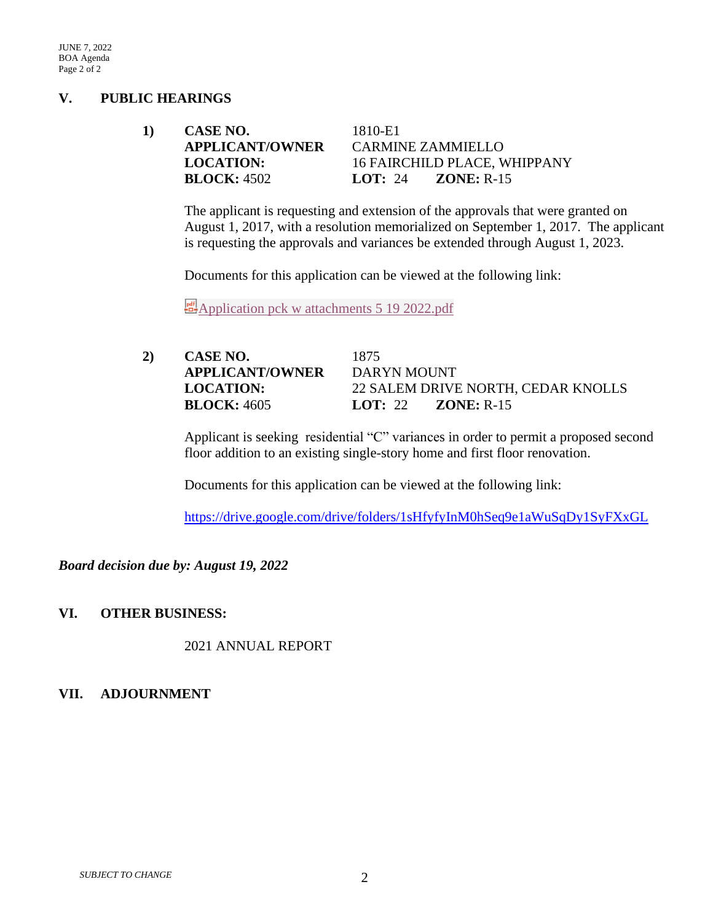## V. PUBLIC HEARINGS

**1)**

| | |
|---|---|
| **CASE NO.** | 1810-E1 |
| **APPLICANT/OWNER** | CARMINE ZAMMIELLO |
| **LOCATION:** | 16 FAIRCHILD PLACE, WHIPPANY |
| **BLOCK:** 4502 | **LOT:** 24 **ZONE:** R-15 |

The applicant is requesting and extension of the approvals that were granted on August 1, 2017, with a resolution memorialized on September 1, 2017. The applicant is requesting the approvals and variances be extended through August 1, 2023.

Documents for this application can be viewed at the following link:

Application pck w attachments 5 19 2022.pdf

**2)**

| | |
|---|---|
| **CASE NO.** | 1875 |
| **APPLICANT/OWNER** | DARYN MOUNT |
| **LOCATION:** | 22 SALEM DRIVE NORTH, CEDAR KNOLLS |
| **BLOCK:** 4605 | **LOT:** 22 **ZONE:** R-15 |

Applicant is seeking residential "C" variances in order to permit a proposed second floor addition to an existing single-story home and first floor renovation.

Documents for this application can be viewed at the following link:

https://drive.google.com/drive/folders/1sHfyfyInM0hSeq9e1aWuSqDy1SyFXxGL

***Board decision due by: August 19, 2022***

## VI. OTHER BUSINESS:

2021 ANNUAL REPORT

## VII. ADJOURNMENT

*SUBJECT TO CHANGE*